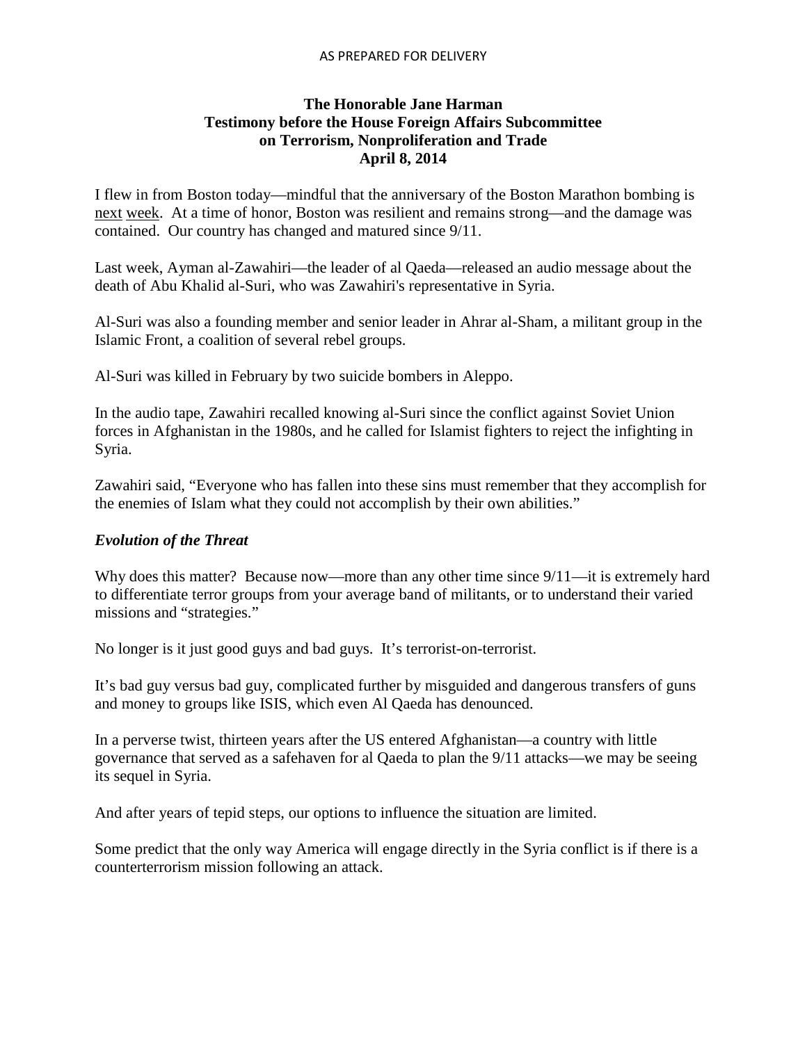AS PREPARED FOR DELIVERY

**The Honorable Jane Harman**
**Testimony before the House Foreign Affairs Subcommittee**
**on Terrorism, Nonproliferation and Trade**
**April 8, 2014**

I flew in from Boston today—mindful that the anniversary of the Boston Marathon bombing is next week. At a time of honor, Boston was resilient and remains strong—and the damage was contained. Our country has changed and matured since 9/11.

Last week, Ayman al-Zawahiri—the leader of al Qaeda—released an audio message about the death of Abu Khalid al-Suri, who was Zawahiri's representative in Syria.

Al-Suri was also a founding member and senior leader in Ahrar al-Sham, a militant group in the Islamic Front, a coalition of several rebel groups.

Al-Suri was killed in February by two suicide bombers in Aleppo.

In the audio tape, Zawahiri recalled knowing al-Suri since the conflict against Soviet Union forces in Afghanistan in the 1980s, and he called for Islamist fighters to reject the infighting in Syria.

Zawahiri said, "Everyone who has fallen into these sins must remember that they accomplish for the enemies of Islam what they could not accomplish by their own abilities."

***Evolution of the Threat***

Why does this matter? Because now—more than any other time since 9/11—it is extremely hard to differentiate terror groups from your average band of militants, or to understand their varied missions and "strategies."

No longer is it just good guys and bad guys. It's terrorist-on-terrorist.

It's bad guy versus bad guy, complicated further by misguided and dangerous transfers of guns and money to groups like ISIS, which even Al Qaeda has denounced.

In a perverse twist, thirteen years after the US entered Afghanistan—a country with little governance that served as a safehaven for al Qaeda to plan the 9/11 attacks—we may be seeing its sequel in Syria.

And after years of tepid steps, our options to influence the situation are limited.

Some predict that the only way America will engage directly in the Syria conflict is if there is a counterterrorism mission following an attack.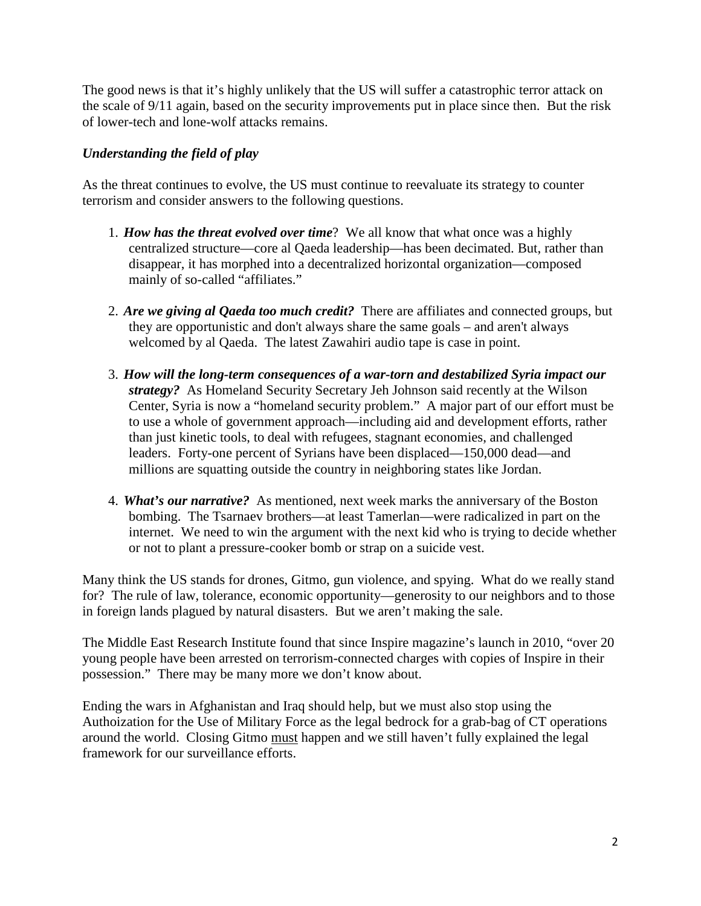The good news is that it's highly unlikely that the US will suffer a catastrophic terror attack on the scale of 9/11 again, based on the security improvements put in place since then. But the risk of lower-tech and lone-wolf attacks remains.

***Understanding the field of play***

As the threat continues to evolve, the US must continue to reevaluate its strategy to counter terrorism and consider answers to the following questions.

1. ***How has the threat evolved over time***? We all know that what once was a highly centralized structure—core al Qaeda leadership—has been decimated. But, rather than disappear, it has morphed into a decentralized horizontal organization—composed mainly of so-called "affiliates."

2. ***Are we giving al Qaeda too much credit?*** There are affiliates and connected groups, but they are opportunistic and don't always share the same goals – and aren't always welcomed by al Qaeda. The latest Zawahiri audio tape is case in point.

3. ***How will the long-term consequences of a war-torn and destabilized Syria impact our strategy?*** As Homeland Security Secretary Jeh Johnson said recently at the Wilson Center, Syria is now a "homeland security problem." A major part of our effort must be to use a whole of government approach—including aid and development efforts, rather than just kinetic tools, to deal with refugees, stagnant economies, and challenged leaders. Forty-one percent of Syrians have been displaced—150,000 dead—and millions are squatting outside the country in neighboring states like Jordan.

4. ***What's our narrative?*** As mentioned, next week marks the anniversary of the Boston bombing. The Tsarnaev brothers—at least Tamerlan—were radicalized in part on the internet. We need to win the argument with the next kid who is trying to decide whether or not to plant a pressure-cooker bomb or strap on a suicide vest.

Many think the US stands for drones, Gitmo, gun violence, and spying. What do we really stand for? The rule of law, tolerance, economic opportunity—generosity to our neighbors and to those in foreign lands plagued by natural disasters. But we aren't making the sale.

The Middle East Research Institute found that since Inspire magazine's launch in 2010, "over 20 young people have been arrested on terrorism-connected charges with copies of Inspire in their possession." There may be many more we don't know about.

Ending the wars in Afghanistan and Iraq should help, but we must also stop using the Authoization for the Use of Military Force as the legal bedrock for a grab-bag of CT operations around the world. Closing Gitmo <u>must</u> happen and we still haven't fully explained the legal framework for our surveillance efforts.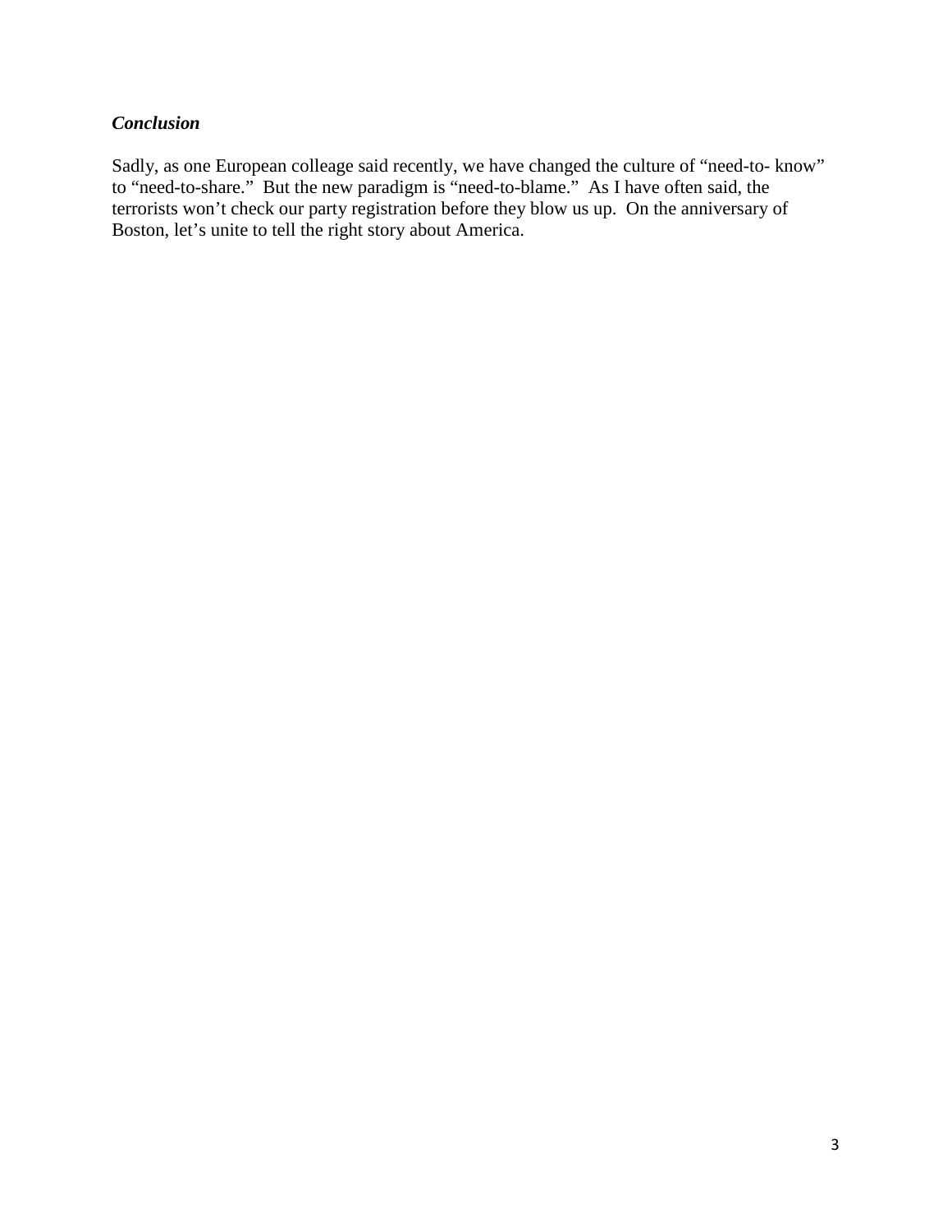***Conclusion***

Sadly, as one European colleage said recently, we have changed the culture of "need-to- know" to "need-to-share." But the new paradigm is "need-to-blame." As I have often said, the terrorists won't check our party registration before they blow us up. On the anniversary of Boston, let's unite to tell the right story about America.